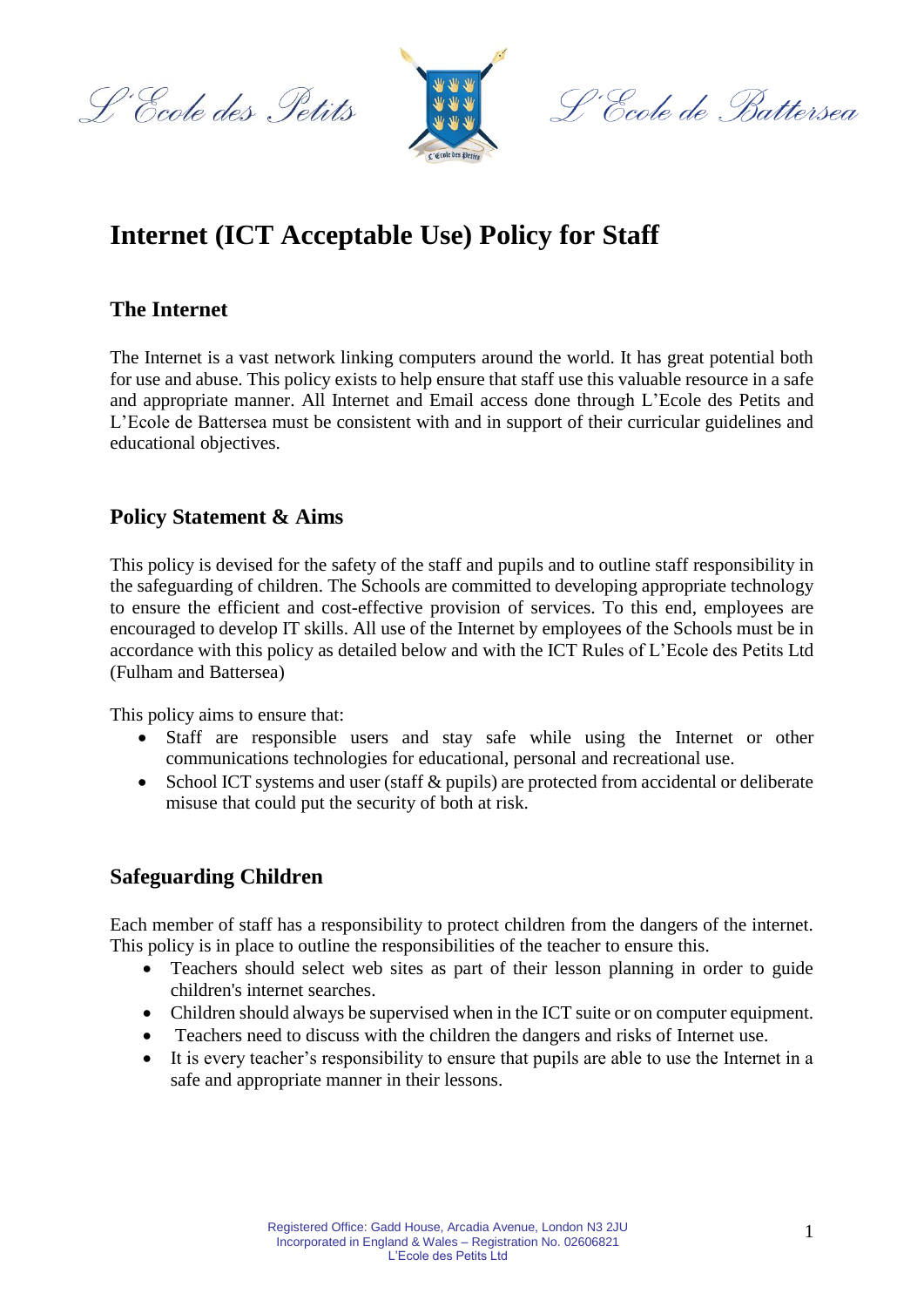L'Ecole des Petits L'Ecole de Battersea

# Internet (ICT Acceptable Use) Policy for Staff

## The Internet

The Internet is a vast network linking computers around the world. It has great potential both for use and abuse. This policy exists to help ensure that staff use this valuable resource in a safe and appropriate manner. All Internet and Email access done through L'Ecole des Petits and L'Ecole de Battersea must be consistent with and in support of their curricular guidelines and educational objectives.

## Policy Statement & Aims

This policy is devised for the safety of the staff and pupils and to outline staff responsibility in the safeguarding of children. The Schools are committed to developing appropriate technology to ensure the efficient and cost-effective provision of services. To this end, employees are encouraged to develop IT skills. All use of the Internet by employees of the Schools must be in accordance with this policy as detailed below and with the ICT Rules of L'Ecole des Petits Ltd (Fulham and Battersea)

This policy aims to ensure that:

- Staff are responsible users and stay safe while using the Internet or other communications technologies for educational, personal and recreational use.
- School ICT systems and user (staff & pupils) are protected from accidental or deliberate misuse that could put the security of both at risk.

## Safeguarding Children

Each member of staff has a responsibility to protect children from the dangers of the internet. This policy is in place to outline the responsibilities of the teacher to ensure this.

- Teachers should select web sites as part of their lesson planning in order to guide children's internet searches.
- Children should always be supervised when in the ICT suite or on computer equipment.
- Teachers need to discuss with the children the dangers and risks of Internet use.
- It is every teacher's responsibility to ensure that pupils are able to use the Internet in a safe and appropriate manner in their lessons.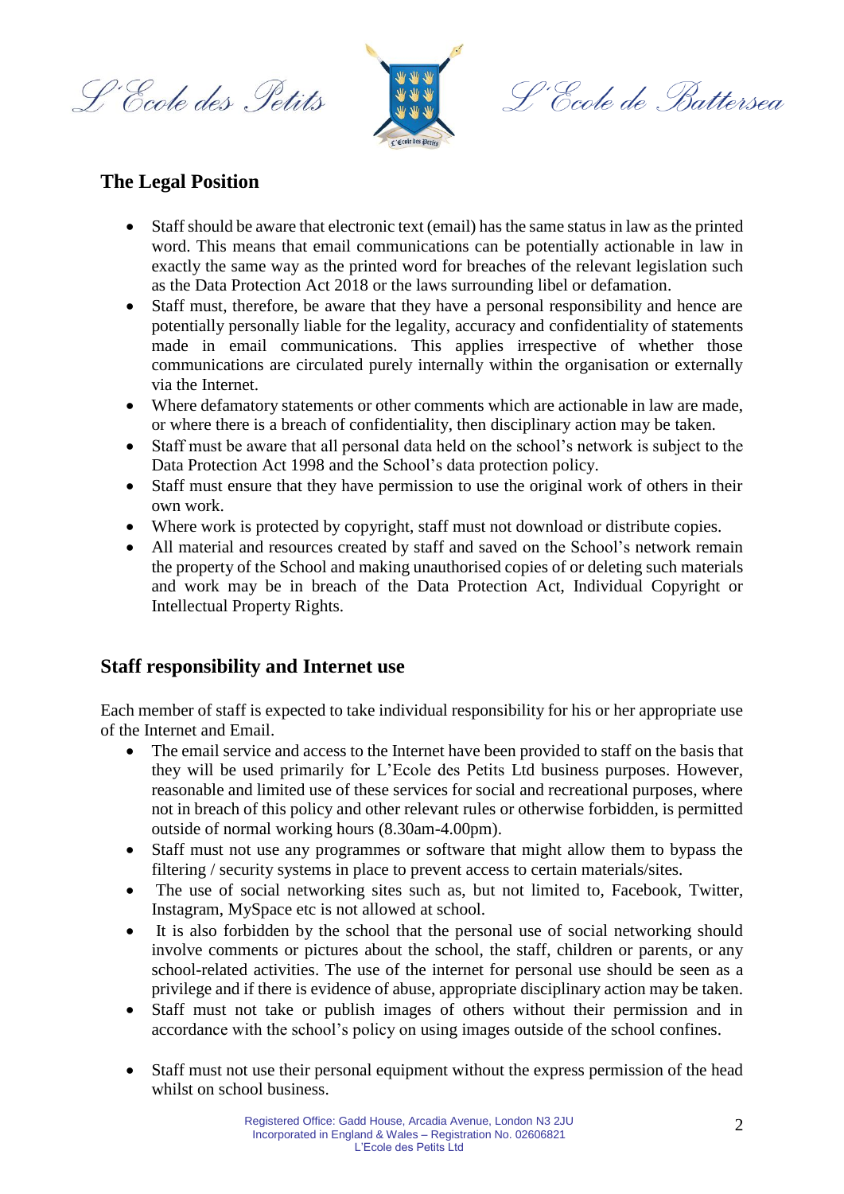## The Legal Position

- Staff should be aware that electronic text (email) has the same status in law as the printed word. This means that email communications can be potentially actionable in law in exactly the same way as the printed word for breaches of the relevant legislation such as the Data Protection Act 2018 or the laws surrounding libel or defamation.
- Staff must, therefore, be aware that they have a personal responsibility and hence are potentially personally liable for the legality, accuracy and confidentiality of statements made in email communications. This applies irrespective of whether those communications are circulated purely internally within the organisation or externally via the Internet.
- Where defamatory statements or other comments which are actionable in law are made, or where there is a breach of confidentiality, then disciplinary action may be taken.
- Staff must be aware that all personal data held on the school's network is subject to the Data Protection Act 1998 and the School's data protection policy.
- Staff must ensure that they have permission to use the original work of others in their own work.
- Where work is protected by copyright, staff must not download or distribute copies.
- All material and resources created by staff and saved on the School's network remain the property of the School and making unauthorised copies of or deleting such materials and work may be in breach of the Data Protection Act, Individual Copyright or Intellectual Property Rights.

## Staff responsibility and Internet use

Each member of staff is expected to take individual responsibility for his or her appropriate use of the Internet and Email.

- The email service and access to the Internet have been provided to staff on the basis that they will be used primarily for L'Ecole des Petits Ltd business purposes. However, reasonable and limited use of these services for social and recreational purposes, where not in breach of this policy and other relevant rules or otherwise forbidden, is permitted outside of normal working hours (8.30am-4.00pm).
- Staff must not use any programmes or software that might allow them to bypass the filtering / security systems in place to prevent access to certain materials/sites.
- The use of social networking sites such as, but not limited to, Facebook, Twitter, Instagram, MySpace etc is not allowed at school.
- It is also forbidden by the school that the personal use of social networking should involve comments or pictures about the school, the staff, children or parents, or any school-related activities. The use of the internet for personal use should be seen as a privilege and if there is evidence of abuse, appropriate disciplinary action may be taken.
- Staff must not take or publish images of others without their permission and in accordance with the school's policy on using images outside of the school confines.
- Staff must not use their personal equipment without the express permission of the head whilst on school business.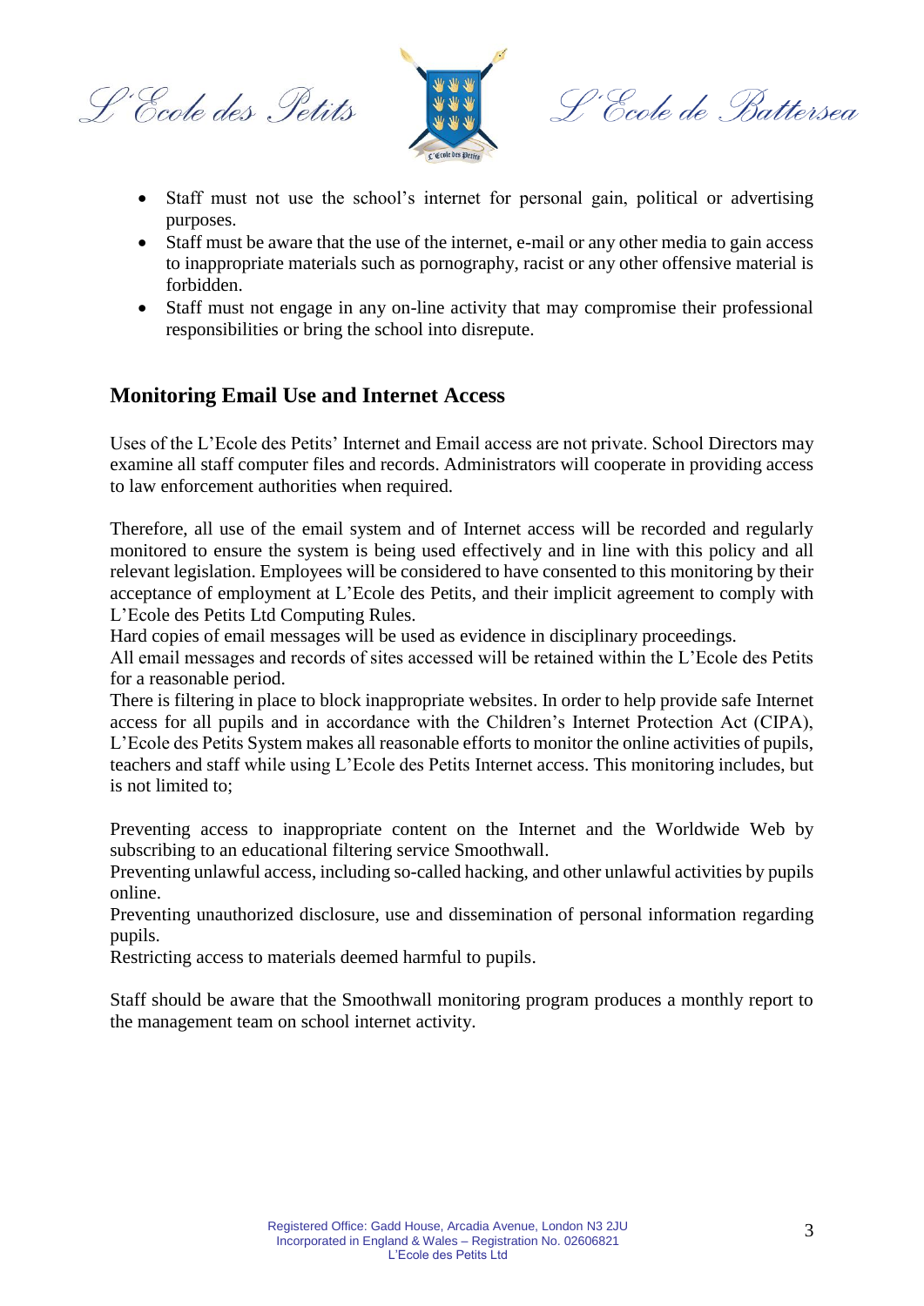- Staff must not use the school's internet for personal gain, political or advertising purposes.
- Staff must be aware that the use of the internet, e-mail or any other media to gain access to inappropriate materials such as pornography, racist or any other offensive material is forbidden.
- Staff must not engage in any on-line activity that may compromise their professional responsibilities or bring the school into disrepute.

## Monitoring Email Use and Internet Access

Uses of the L'Ecole des Petits' Internet and Email access are not private. School Directors may examine all staff computer files and records. Administrators will cooperate in providing access to law enforcement authorities when required.

Therefore, all use of the email system and of Internet access will be recorded and regularly monitored to ensure the system is being used effectively and in line with this policy and all relevant legislation. Employees will be considered to have consented to this monitoring by their acceptance of employment at L'Ecole des Petits, and their implicit agreement to comply with L'Ecole des Petits Ltd Computing Rules.
Hard copies of email messages will be used as evidence in disciplinary proceedings.
All email messages and records of sites accessed will be retained within the L'Ecole des Petits for a reasonable period.
There is filtering in place to block inappropriate websites. In order to help provide safe Internet access for all pupils and in accordance with the Children's Internet Protection Act (CIPA), L'Ecole des Petits System makes all reasonable efforts to monitor the online activities of pupils, teachers and staff while using L'Ecole des Petits Internet access. This monitoring includes, but is not limited to;

Preventing access to inappropriate content on the Internet and the Worldwide Web by subscribing to an educational filtering service Smoothwall.
Preventing unlawful access, including so-called hacking, and other unlawful activities by pupils online.
Preventing unauthorized disclosure, use and dissemination of personal information regarding pupils.
Restricting access to materials deemed harmful to pupils.

Staff should be aware that the Smoothwall monitoring program produces a monthly report to the management team on school internet activity.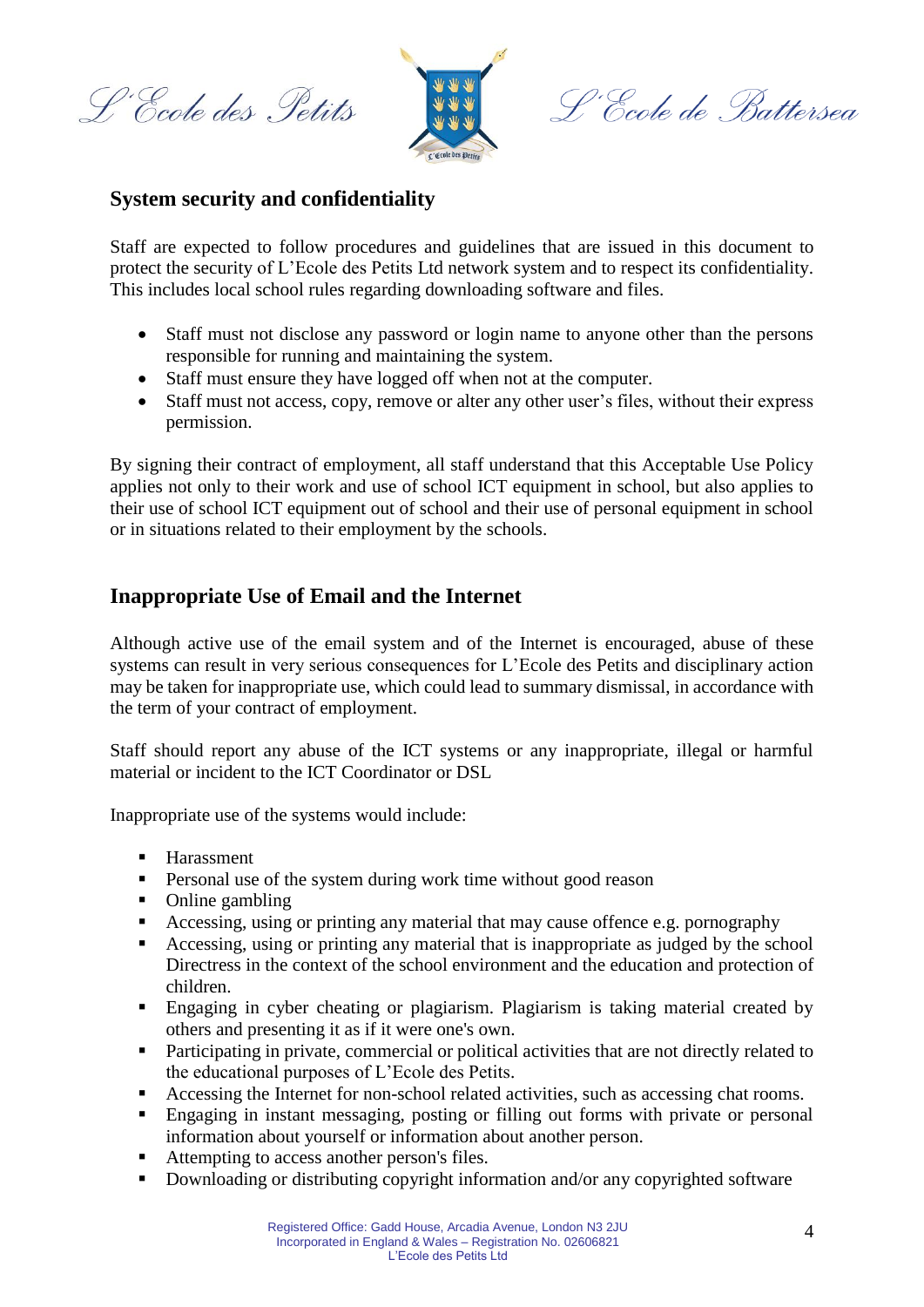## System security and confidentiality

Staff are expected to follow procedures and guidelines that are issued in this document to protect the security of L'Ecole des Petits Ltd network system and to respect its confidentiality. This includes local school rules regarding downloading software and files.

- Staff must not disclose any password or login name to anyone other than the persons responsible for running and maintaining the system.
- Staff must ensure they have logged off when not at the computer.
- Staff must not access, copy, remove or alter any other user's files, without their express permission.

By signing their contract of employment, all staff understand that this Acceptable Use Policy applies not only to their work and use of school ICT equipment in school, but also applies to their use of school ICT equipment out of school and their use of personal equipment in school or in situations related to their employment by the schools.

## Inappropriate Use of Email and the Internet

Although active use of the email system and of the Internet is encouraged, abuse of these systems can result in very serious consequences for L'Ecole des Petits and disciplinary action may be taken for inappropriate use, which could lead to summary dismissal, in accordance with the term of your contract of employment.

Staff should report any abuse of the ICT systems or any inappropriate, illegal or harmful material or incident to the ICT Coordinator or DSL

Inappropriate use of the systems would include:

- Harassment
- Personal use of the system during work time without good reason
- Online gambling
- Accessing, using or printing any material that may cause offence e.g. pornography
- Accessing, using or printing any material that is inappropriate as judged by the school Directress in the context of the school environment and the education and protection of children.
- Engaging in cyber cheating or plagiarism. Plagiarism is taking material created by others and presenting it as if it were one's own.
- Participating in private, commercial or political activities that are not directly related to the educational purposes of L'Ecole des Petits.
- Accessing the Internet for non-school related activities, such as accessing chat rooms.
- Engaging in instant messaging, posting or filling out forms with private or personal information about yourself or information about another person.
- Attempting to access another person's files.
- Downloading or distributing copyright information and/or any copyrighted software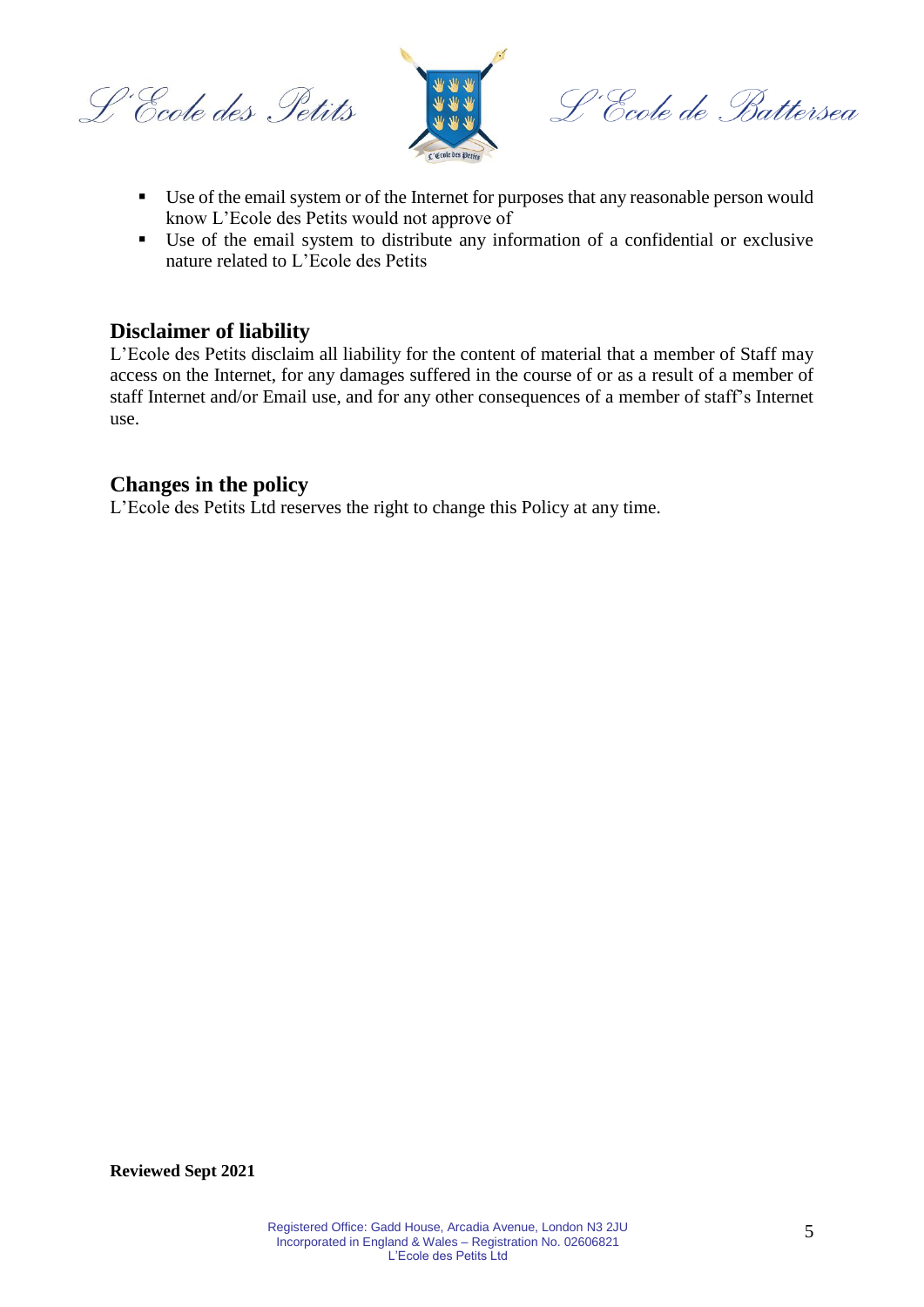- Use of the email system or of the Internet for purposes that any reasonable person would know L'Ecole des Petits would not approve of
- Use of the email system to distribute any information of a confidential or exclusive nature related to L'Ecole des Petits

## Disclaimer of liability

L'Ecole des Petits disclaim all liability for the content of material that a member of Staff may access on the Internet, for any damages suffered in the course of or as a result of a member of staff Internet and/or Email use, and for any other consequences of a member of staff's Internet use.

## Changes in the policy

L'Ecole des Petits Ltd reserves the right to change this Policy at any time.

**Reviewed Sept 2021**